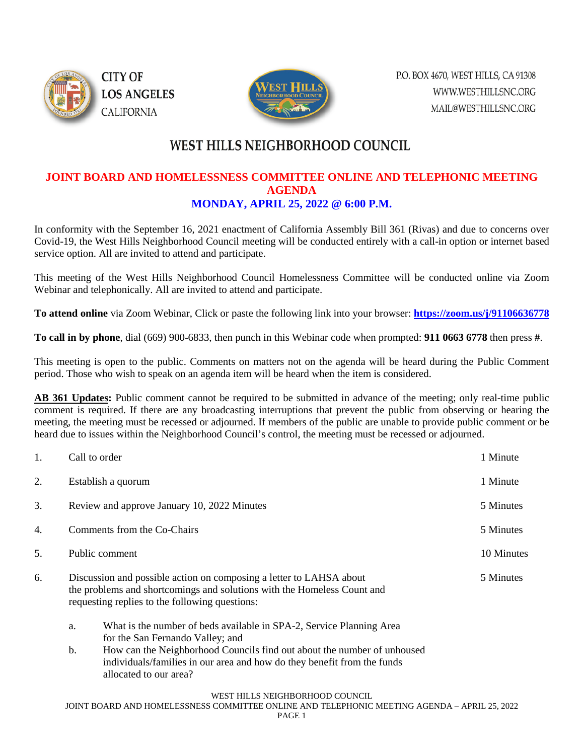CITY OF LOS ANGELES CALIFORNIA

P.O. BOX 4670, WEST HILLS, CA 91308
WWW.WESTHILLSNC.ORG
MAIL@WESTHILLSNC.ORG

# WEST HILLS NEIGHBORHOOD COUNCIL

## JOINT BOARD AND HOMELESSNESS COMMITTEE ONLINE AND TELEPHONIC MEETING AGENDA

### MONDAY, APRIL 25, 2022 @ 6:00 P.M.

In conformity with the September 16, 2021 enactment of California Assembly Bill 361 (Rivas) and due to concerns over Covid-19, the West Hills Neighborhood Council meeting will be conducted entirely with a call-in option or internet based service option. All are invited to attend and participate.

This meeting of the West Hills Neighborhood Council Homelessness Committee will be conducted online via Zoom Webinar and telephonically. All are invited to attend and participate.

**To attend online** via Zoom Webinar, Click or paste the following link into your browser: **https://zoom.us/j/91106636778**

**To call in by phone**, dial (669) 900-6833, then punch in this Webinar code when prompted: **911 0663 6778** then press **#**.

This meeting is open to the public. Comments on matters not on the agenda will be heard during the Public Comment period. Those who wish to speak on an agenda item will be heard when the item is considered.

**AB 361 Updates:** Public comment cannot be required to be submitted in advance of the meeting; only real-time public comment is required. If there are any broadcasting interruptions that prevent the public from observing or hearing the meeting, the meeting must be recessed or adjourned. If members of the public are unable to provide public comment or be heard due to issues within the Neighborhood Council's control, the meeting must be recessed or adjourned.

1. Call to order — 1 Minute
2. Establish a quorum — 1 Minute
3. Review and approve January 10, 2022 Minutes — 5 Minutes
4. Comments from the Co-Chairs — 5 Minutes
5. Public comment — 10 Minutes
6. Discussion and possible action on composing a letter to LAHSA about the problems and shortcomings and solutions with the Homeless Count and requesting replies to the following questions: — 5 Minutes
   a. What is the number of beds available in SPA-2, Service Planning Area for the San Fernando Valley; and
   b. How can the Neighborhood Councils find out about the number of unhoused individuals/families in our area and how do they benefit from the funds allocated to our area?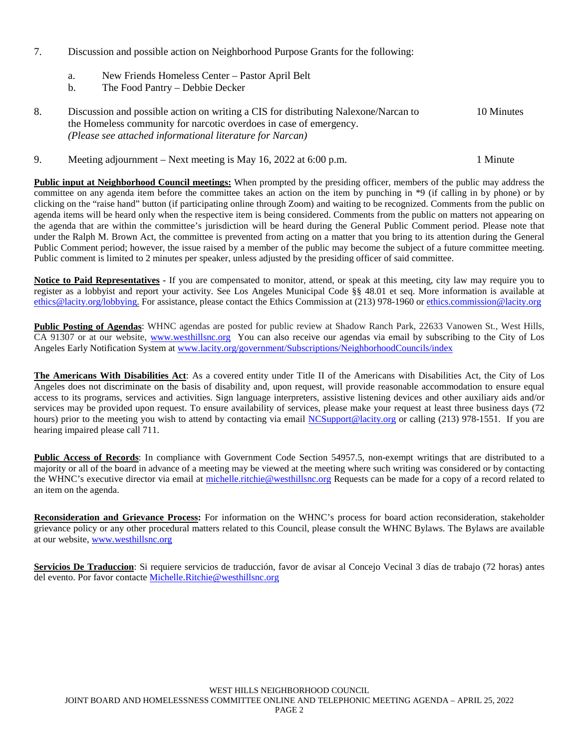7. Discussion and possible action on Neighborhood Purpose Grants for the following:

   a. New Friends Homeless Center – Pastor April Belt
   b. The Food Pantry – Debbie Decker

8. Discussion and possible action on writing a CIS for distributing Nalexone/Narcan to the Homeless community for narcotic overdoes in case of emergency. *(Please see attached informational literature for Narcan)* — 10 Minutes

9. Meeting adjournment – Next meeting is May 16, 2022 at 6:00 p.m. — 1 Minute

**Public input at Neighborhood Council meetings:** When prompted by the presiding officer, members of the public may address the committee on any agenda item before the committee takes an action on the item by punching in *9 (if calling in by phone) or by clicking on the "raise hand" button (if participating online through Zoom) and waiting to be recognized. Comments from the public on agenda items will be heard only when the respective item is being considered. Comments from the public on matters not appearing on the agenda that are within the committee's jurisdiction will be heard during the General Public Comment period. Please note that under the Ralph M. Brown Act, the committee is prevented from acting on a matter that you bring to its attention during the General Public Comment period; however, the issue raised by a member of the public may become the subject of a future committee meeting. Public comment is limited to 2 minutes per speaker, unless adjusted by the presiding officer of said committee.

**Notice to Paid Representatives** - If you are compensated to monitor, attend, or speak at this meeting, city law may require you to register as a lobbyist and report your activity. See Los Angeles Municipal Code §§ 48.01 et seq. More information is available at ethics@lacity.org/lobbying. For assistance, please contact the Ethics Commission at (213) 978-1960 or ethics.commission@lacity.org

**Public Posting of Agendas**: WHNC agendas are posted for public review at Shadow Ranch Park, 22633 Vanowen St., West Hills, CA 91307 or at our website, www.westhillsnc.org You can also receive our agendas via email by subscribing to the City of Los Angeles Early Notification System at www.lacity.org/government/Subscriptions/NeighborhoodCouncils/index

**The Americans With Disabilities Act**: As a covered entity under Title II of the Americans with Disabilities Act, the City of Los Angeles does not discriminate on the basis of disability and, upon request, will provide reasonable accommodation to ensure equal access to its programs, services and activities. Sign language interpreters, assistive listening devices and other auxiliary aids and/or services may be provided upon request. To ensure availability of services, please make your request at least three business days (72 hours) prior to the meeting you wish to attend by contacting via email NCSupport@lacity.org or calling (213) 978-1551. If you are hearing impaired please call 711.

**Public Access of Records**: In compliance with Government Code Section 54957.5, non-exempt writings that are distributed to a majority or all of the board in advance of a meeting may be viewed at the meeting where such writing was considered or by contacting the WHNC's executive director via email at michelle.ritchie@westhillsnc.org Requests can be made for a copy of a record related to an item on the agenda.

**Reconsideration and Grievance Process:** For information on the WHNC's process for board action reconsideration, stakeholder grievance policy or any other procedural matters related to this Council, please consult the WHNC Bylaws. The Bylaws are available at our website, www.westhillsnc.org

**Servicios De Traduccion**: Si requiere servicios de traducción, favor de avisar al Concejo Vecinal 3 días de trabajo (72 horas) antes del evento. Por favor contacte Michelle.Ritchie@westhillsnc.org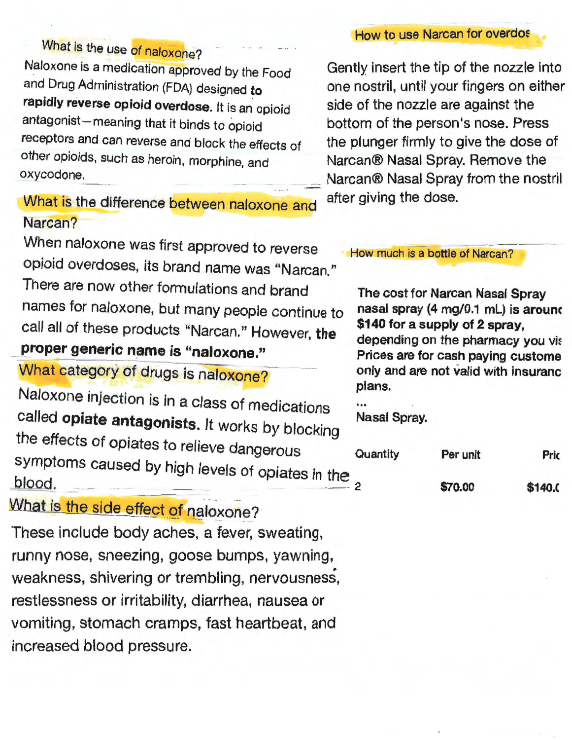## What is the use of naloxone?

Naloxone is a medication approved by the Food and Drug Administration (FDA) designed **to rapidly reverse opioid overdose.** It is an opioid antagonist—meaning that it binds to opioid receptors and can reverse and block the effects of other opioids, such as heroin, morphine, and oxycodone.

## What is the difference between naloxone and Narcan?

When naloxone was first approved to reverse opioid overdoses, its brand name was "Narcan." There are now other formulations and brand names for naloxone, but many people continue to call all of these products "Narcan." However, **the proper generic name is "naloxone."**

## What category of drugs is naloxone?

Naloxone injection is in a class of medications called **opiate antagonists.** It works by blocking the effects of opiates to relieve dangerous symptoms caused by high levels of opiates in the blood.

## What is the side effect of naloxone?

These include body aches, a fever, sweating, runny nose, sneezing, goose bumps, yawning, weakness, shivering or trembling, nervousness, restlessness or irritability, diarrhea, nausea or vomiting, stomach cramps, fast heartbeat, and increased blood pressure.

## How to use Narcan for overdos

Gently insert the tip of the nozzle into one nostril, until your fingers on either side of the nozzle are against the bottom of the person's nose. Press the plunger firmly to give the dose of Narcan® Nasal Spray. Remove the Narcan® Nasal Spray from the nostril after giving the dose.

## How much is a bottle of Narcan?

**The cost for Narcan Nasal Spray nasal spray (4 mg/0.1 mL) is arounc $140 for a supply of 2 spray, depending on the pharmacy you vis Prices are for cash paying custome only and are not valid with insuranc plans.**

**...**

**Nasal Spray.**

| Quantity | Per unit | Pric |
|---|---|---|
| 2 | **$70.00** | **$140.(** |